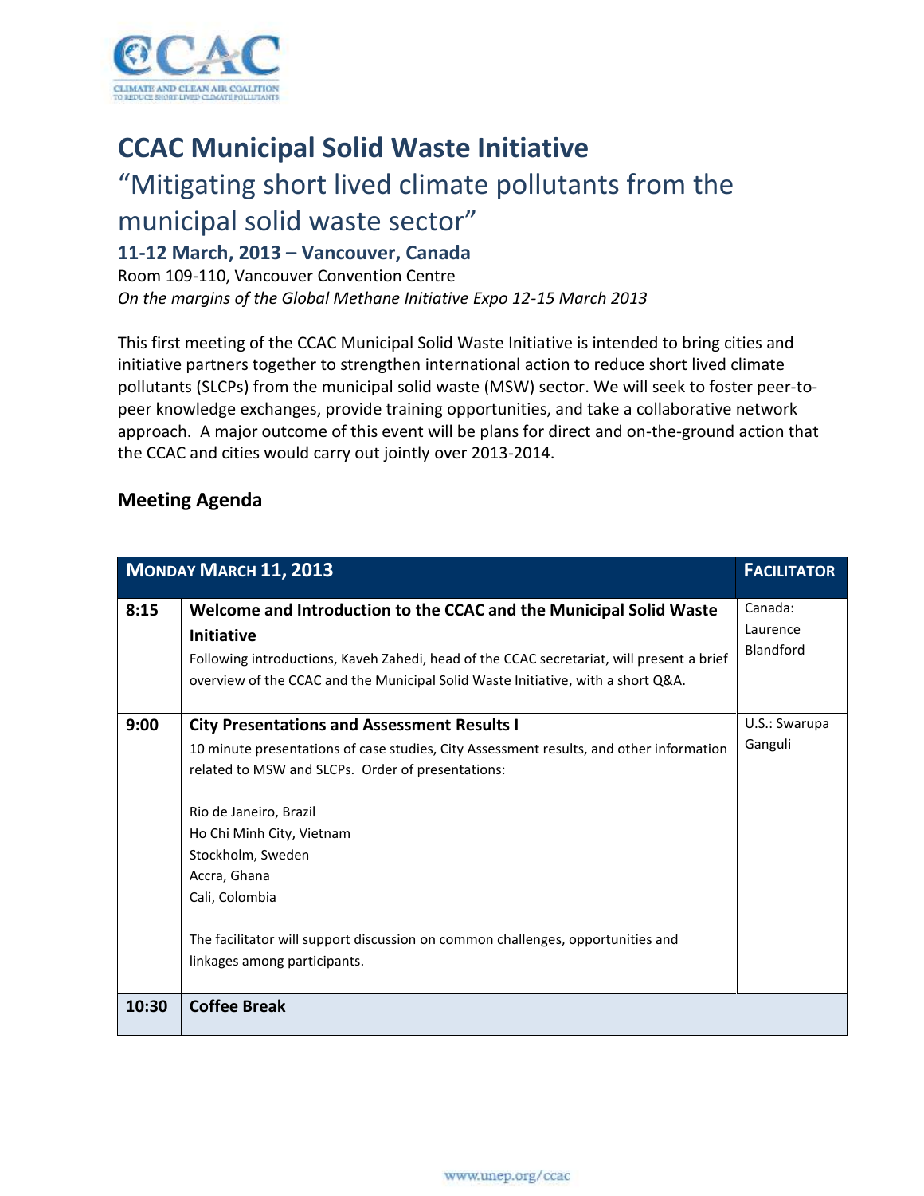# CCAC Municipal Solid Waste Initiative

## "Mitigating short lived climate pollutants from the municipal solid waste sector"

### 11-12 March, 2013 – Vancouver, Canada

Room 109-110, Vancouver Convention Centre
*On the margins of the Global Methane Initiative Expo 12-15 March 2013*

This first meeting of the CCAC Municipal Solid Waste Initiative is intended to bring cities and initiative partners together to strengthen international action to reduce short lived climate pollutants (SLCPs) from the municipal solid waste (MSW) sector. We will seek to foster peer-to-peer knowledge exchanges, provide training opportunities, and take a collaborative network approach. A major outcome of this event will be plans for direct and on-the-ground action that the CCAC and cities would carry out jointly over 2013-2014.

### Meeting Agenda

| MONDAY MARCH 11, 2013 | | FACILITATOR |
|---|---|---|
| **8:15** | **Welcome and Introduction to the CCAC and the Municipal Solid Waste Initiative**<br>Following introductions, Kaveh Zahedi, head of the CCAC secretariat, will present a brief overview of the CCAC and the Municipal Solid Waste Initiative, with a short Q&A. | Canada: Laurence Blandford |
| **9:00** | **City Presentations and Assessment Results I**<br>10 minute presentations of case studies, City Assessment results, and other information related to MSW and SLCPs. Order of presentations:<br><br>Rio de Janeiro, Brazil<br>Ho Chi Minh City, Vietnam<br>Stockholm, Sweden<br>Accra, Ghana<br>Cali, Colombia<br><br>The facilitator will support discussion on common challenges, opportunities and linkages among participants. | U.S.: Swarupa Ganguli |
| **10:30** | **Coffee Break** | |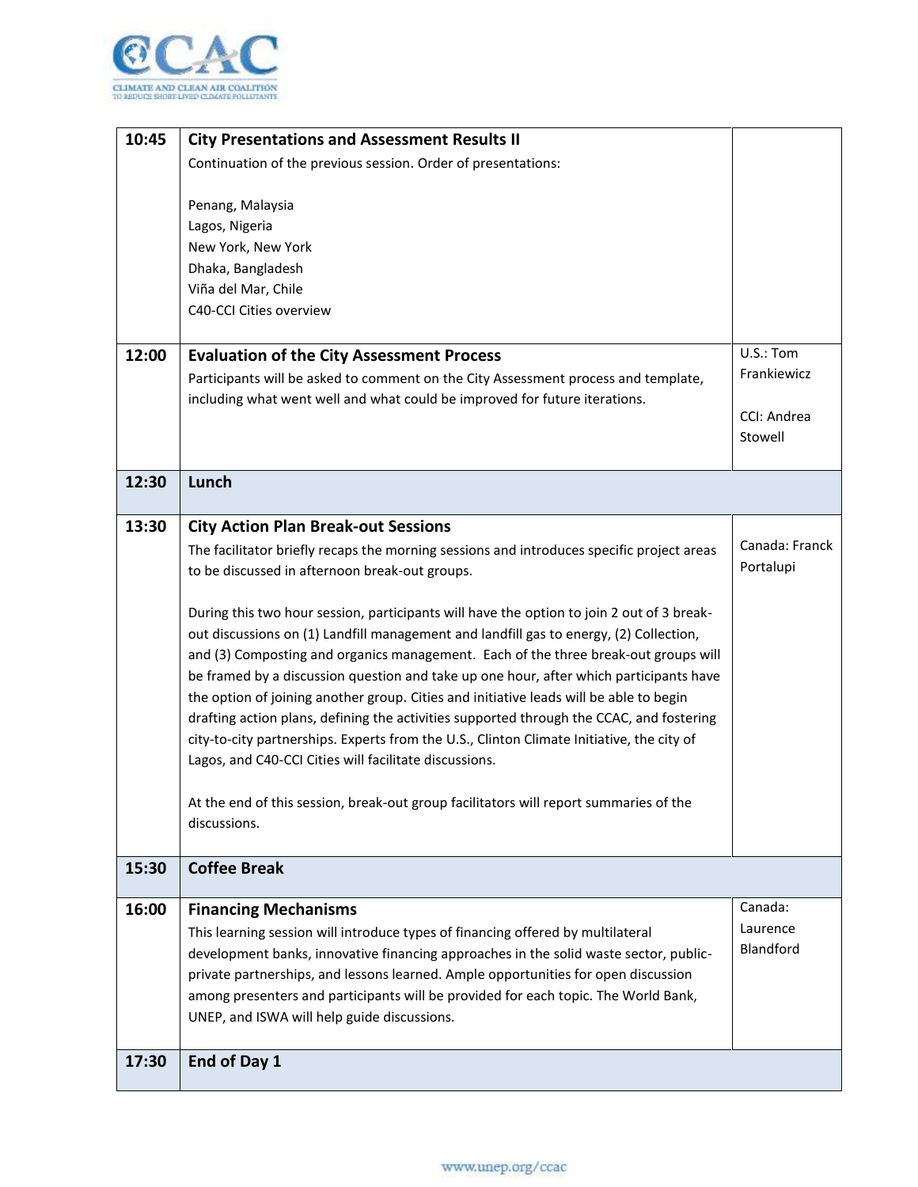| | | |
|---|---|---|
| **10:45** | **City Presentations and Assessment Results II**<br>Continuation of the previous session. Order of presentations:<br><br>Penang, Malaysia<br>Lagos, Nigeria<br>New York, New York<br>Dhaka, Bangladesh<br>Viña del Mar, Chile<br>C40-CCI Cities overview | |
| **12:00** | **Evaluation of the City Assessment Process**<br>Participants will be asked to comment on the City Assessment process and template, including what went well and what could be improved for future iterations. | U.S.: Tom Frankiewicz<br><br>CCI: Andrea Stowell |
| **12:30** | **Lunch** | |
| **13:30** | **City Action Plan Break-out Sessions**<br>The facilitator briefly recaps the morning sessions and introduces specific project areas to be discussed in afternoon break-out groups.<br><br>During this two hour session, participants will have the option to join 2 out of 3 break-out discussions on (1) Landfill management and landfill gas to energy, (2) Collection, and (3) Composting and organics management. Each of the three break-out groups will be framed by a discussion question and take up one hour, after which participants have the option of joining another group. Cities and initiative leads will be able to begin drafting action plans, defining the activities supported through the CCAC, and fostering city-to-city partnerships. Experts from the U.S., Clinton Climate Initiative, the city of Lagos, and C40-CCI Cities will facilitate discussions.<br><br>At the end of this session, break-out group facilitators will report summaries of the discussions. | Canada: Franck Portalupi |
| **15:30** | **Coffee Break** | |
| **16:00** | **Financing Mechanisms**<br>This learning session will introduce types of financing offered by multilateral development banks, innovative financing approaches in the solid waste sector, public-private partnerships, and lessons learned. Ample opportunities for open discussion among presenters and participants will be provided for each topic. The World Bank, UNEP, and ISWA will help guide discussions. | Canada: Laurence Blandford |
| **17:30** | **End of Day 1** | |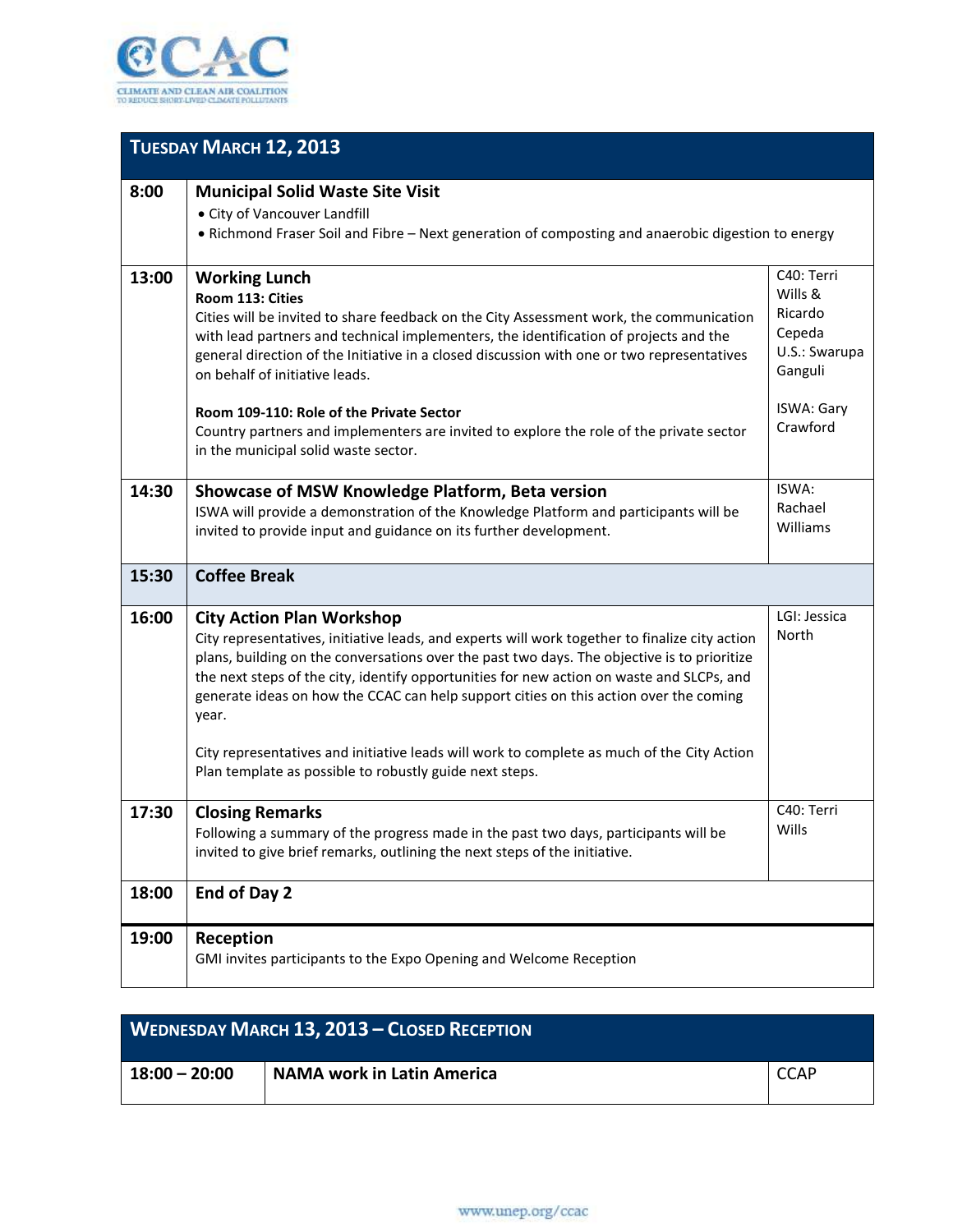| Tuesday March 12, 2013 | | |
|---|---|---|
| **8:00** | **Municipal Solid Waste Site Visit**<br>• City of Vancouver Landfill<br>• Richmond Fraser Soil and Fibre – Next generation of composting and anaerobic digestion to energy | |
| **13:00** | **Working Lunch**<br>**Room 113: Cities**<br>Cities will be invited to share feedback on the City Assessment work, the communication with lead partners and technical implementers, the identification of projects and the general direction of the Initiative in a closed discussion with one or two representatives on behalf of initiative leads.<br><br>**Room 109-110: Role of the Private Sector**<br>Country partners and implementers are invited to explore the role of the private sector in the municipal solid waste sector. | C40: Terri Wills & Ricardo Cepeda<br>U.S.: Swarupa Ganguli<br><br>ISWA: Gary Crawford |
| **14:30** | **Showcase of MSW Knowledge Platform, Beta version**<br>ISWA will provide a demonstration of the Knowledge Platform and participants will be invited to provide input and guidance on its further development. | ISWA: Rachael Williams |
| **15:30** | **Coffee Break** | |
| **16:00** | **City Action Plan Workshop**<br>City representatives, initiative leads, and experts will work together to finalize city action plans, building on the conversations over the past two days. The objective is to prioritize the next steps of the city, identify opportunities for new action on waste and SLCPs, and generate ideas on how the CCAC can help support cities on this action over the coming year.<br><br>City representatives and initiative leads will work to complete as much of the City Action Plan template as possible to robustly guide next steps. | LGI: Jessica North |
| **17:30** | **Closing Remarks**<br>Following a summary of the progress made in the past two days, participants will be invited to give brief remarks, outlining the next steps of the initiative. | C40: Terri Wills |
| **18:00** | **End of Day 2** | |
| **19:00** | **Reception**<br>GMI invites participants to the Expo Opening and Welcome Reception | |

| Wednesday March 13, 2013 – Closed Reception | | |
|---|---|---|
| **18:00 – 20:00** | **NAMA work in Latin America** | CCAP |